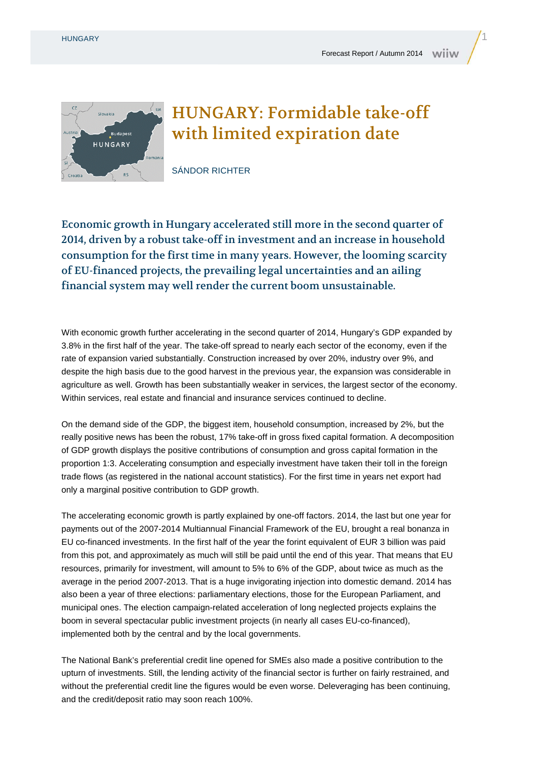# HUNGARY: Formidable take-off with limited expiration date

SÁNDOR RICHTER

**Economic growth in Hungary accelerated still more in the second quarter of 2014, driven by a robust take-off in investment and an increase in household consumption for the first time in many years. However, the looming scarcity of EU-financed projects, the prevailing legal uncertainties and an ailing financial system may well render the current boom unsustainable.**

With economic growth further accelerating in the second quarter of 2014, Hungary's GDP expanded by 3.8% in the first half of the year. The take-off spread to nearly each sector of the economy, even if the rate of expansion varied substantially. Construction increased by over 20%, industry over 9%, and despite the high basis due to the good harvest in the previous year, the expansion was considerable in agriculture as well. Growth has been substantially weaker in services, the largest sector of the economy. Within services, real estate and financial and insurance services continued to decline.

On the demand side of the GDP, the biggest item, household consumption, increased by 2%, but the really positive news has been the robust, 17% take-off in gross fixed capital formation. A decomposition of GDP growth displays the positive contributions of consumption and gross capital formation in the proportion 1:3. Accelerating consumption and especially investment have taken their toll in the foreign trade flows (as registered in the national account statistics). For the first time in years net export had only a marginal positive contribution to GDP growth.

The accelerating economic growth is partly explained by one-off factors. 2014, the last but one year for payments out of the 2007-2014 Multiannual Financial Framework of the EU, brought a real bonanza in EU co-financed investments. In the first half of the year the forint equivalent of EUR 3 billion was paid from this pot, and approximately as much will still be paid until the end of this year. That means that EU resources, primarily for investment, will amount to 5% to 6% of the GDP, about twice as much as the average in the period 2007-2013. That is a huge invigorating injection into domestic demand. 2014 has also been a year of three elections: parliamentary elections, those for the European Parliament, and municipal ones. The election campaign-related acceleration of long neglected projects explains the boom in several spectacular public investment projects (in nearly all cases EU-co-financed), implemented both by the central and by the local governments.

The National Bank's preferential credit line opened for SMEs also made a positive contribution to the upturn of investments. Still, the lending activity of the financial sector is further on fairly restrained, and without the preferential credit line the figures would be even worse. Deleveraging has been continuing, and the credit/deposit ratio may soon reach 100%.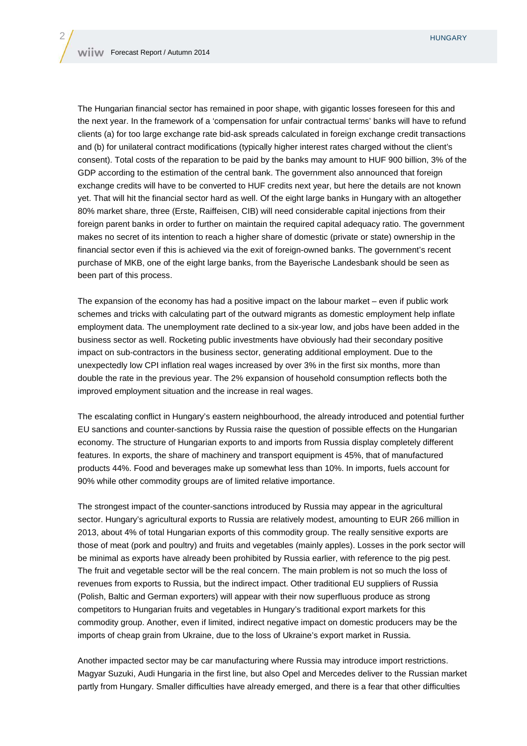The Hungarian financial sector has remained in poor shape, with gigantic losses foreseen for this and the next year. In the framework of a 'compensation for unfair contractual terms' banks will have to refund clients (a) for too large exchange rate bid-ask spreads calculated in foreign exchange credit transactions and (b) for unilateral contract modifications (typically higher interest rates charged without the client's consent). Total costs of the reparation to be paid by the banks may amount to HUF 900 billion, 3% of the GDP according to the estimation of the central bank. The government also announced that foreign exchange credits will have to be converted to HUF credits next year, but here the details are not known yet. That will hit the financial sector hard as well. Of the eight large banks in Hungary with an altogether 80% market share, three (Erste, Raiffeisen, CIB) will need considerable capital injections from their foreign parent banks in order to further on maintain the required capital adequacy ratio. The government makes no secret of its intention to reach a higher share of domestic (private or state) ownership in the financial sector even if this is achieved via the exit of foreign-owned banks. The government's recent purchase of MKB, one of the eight large banks, from the Bayerische Landesbank should be seen as been part of this process.

The expansion of the economy has had a positive impact on the labour market – even if public work schemes and tricks with calculating part of the outward migrants as domestic employment help inflate employment data. The unemployment rate declined to a six-year low, and jobs have been added in the business sector as well. Rocketing public investments have obviously had their secondary positive impact on sub-contractors in the business sector, generating additional employment. Due to the unexpectedly low CPI inflation real wages increased by over 3% in the first six months, more than double the rate in the previous year. The 2% expansion of household consumption reflects both the improved employment situation and the increase in real wages.

The escalating conflict in Hungary's eastern neighbourhood, the already introduced and potential further EU sanctions and counter-sanctions by Russia raise the question of possible effects on the Hungarian economy. The structure of Hungarian exports to and imports from Russia display completely different features. In exports, the share of machinery and transport equipment is 45%, that of manufactured products 44%. Food and beverages make up somewhat less than 10%. In imports, fuels account for 90% while other commodity groups are of limited relative importance.

The strongest impact of the counter-sanctions introduced by Russia may appear in the agricultural sector. Hungary's agricultural exports to Russia are relatively modest, amounting to EUR 266 million in 2013, about 4% of total Hungarian exports of this commodity group. The really sensitive exports are those of meat (pork and poultry) and fruits and vegetables (mainly apples). Losses in the pork sector will be minimal as exports have already been prohibited by Russia earlier, with reference to the pig pest. The fruit and vegetable sector will be the real concern. The main problem is not so much the loss of revenues from exports to Russia, but the indirect impact. Other traditional EU suppliers of Russia (Polish, Baltic and German exporters) will appear with their now superfluous produce as strong competitors to Hungarian fruits and vegetables in Hungary's traditional export markets for this commodity group. Another, even if limited, indirect negative impact on domestic producers may be the imports of cheap grain from Ukraine, due to the loss of Ukraine's export market in Russia.

Another impacted sector may be car manufacturing where Russia may introduce import restrictions. Magyar Suzuki, Audi Hungaria in the first line, but also Opel and Mercedes deliver to the Russian market partly from Hungary. Smaller difficulties have already emerged, and there is a fear that other difficulties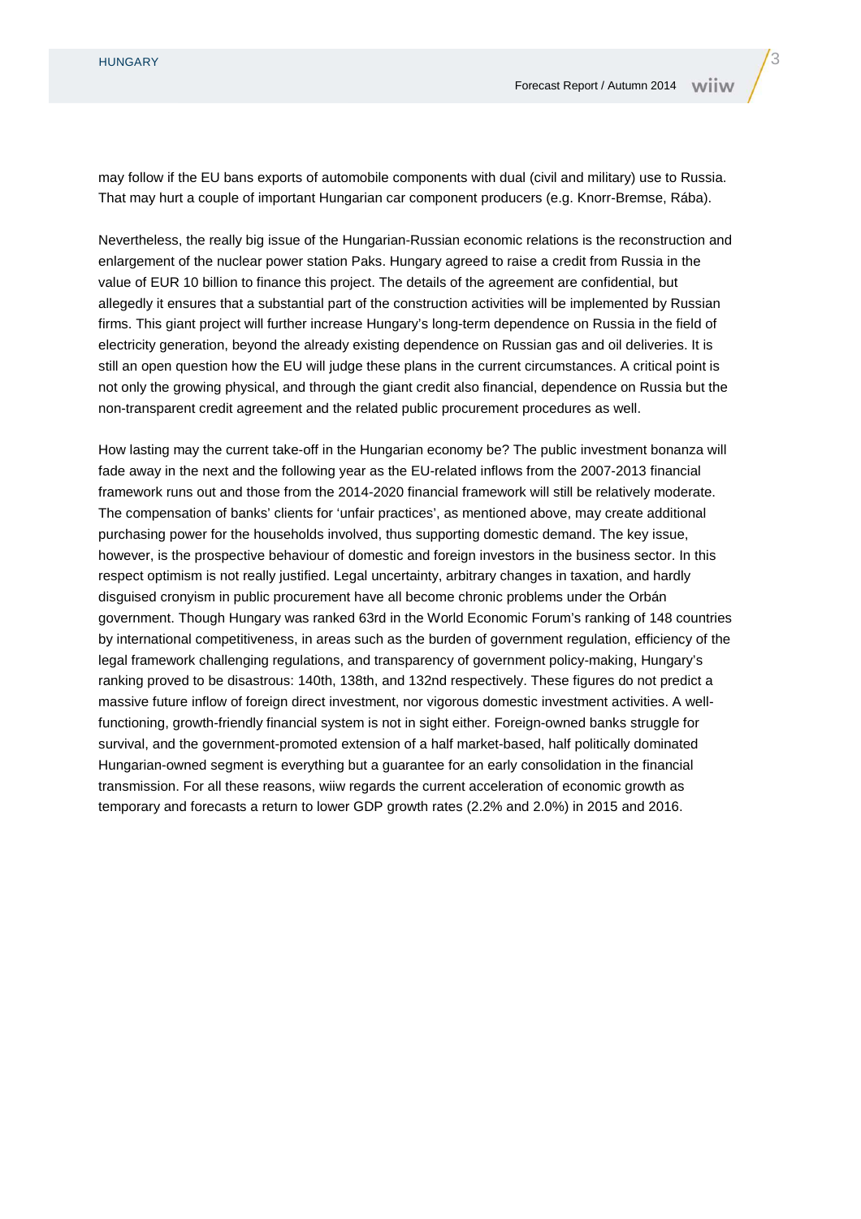may follow if the EU bans exports of automobile components with dual (civil and military) use to Russia. That may hurt a couple of important Hungarian car component producers (e.g. Knorr-Bremse, Rába).

Nevertheless, the really big issue of the Hungarian-Russian economic relations is the reconstruction and enlargement of the nuclear power station Paks. Hungary agreed to raise a credit from Russia in the value of EUR 10 billion to finance this project. The details of the agreement are confidential, but allegedly it ensures that a substantial part of the construction activities will be implemented by Russian firms. This giant project will further increase Hungary's long-term dependence on Russia in the field of electricity generation, beyond the already existing dependence on Russian gas and oil deliveries. It is still an open question how the EU will judge these plans in the current circumstances. A critical point is not only the growing physical, and through the giant credit also financial, dependence on Russia but the non-transparent credit agreement and the related public procurement procedures as well.

How lasting may the current take-off in the Hungarian economy be? The public investment bonanza will fade away in the next and the following year as the EU-related inflows from the 2007-2013 financial framework runs out and those from the 2014-2020 financial framework will still be relatively moderate. The compensation of banks' clients for 'unfair practices', as mentioned above, may create additional purchasing power for the households involved, thus supporting domestic demand. The key issue, however, is the prospective behaviour of domestic and foreign investors in the business sector. In this respect optimism is not really justified. Legal uncertainty, arbitrary changes in taxation, and hardly disguised cronyism in public procurement have all become chronic problems under the Orbán government. Though Hungary was ranked 63rd in the World Economic Forum's ranking of 148 countries by international competitiveness, in areas such as the burden of government regulation, efficiency of the legal framework challenging regulations, and transparency of government policy-making, Hungary's ranking proved to be disastrous: 140th, 138th, and 132nd respectively. These figures do not predict a massive future inflow of foreign direct investment, nor vigorous domestic investment activities. A well-functioning, growth-friendly financial system is not in sight either. Foreign-owned banks struggle for survival, and the government-promoted extension of a half market-based, half politically dominated Hungarian-owned segment is everything but a guarantee for an early consolidation in the financial transmission. For all these reasons, wiiw regards the current acceleration of economic growth as temporary and forecasts a return to lower GDP growth rates (2.2% and 2.0%) in 2015 and 2016.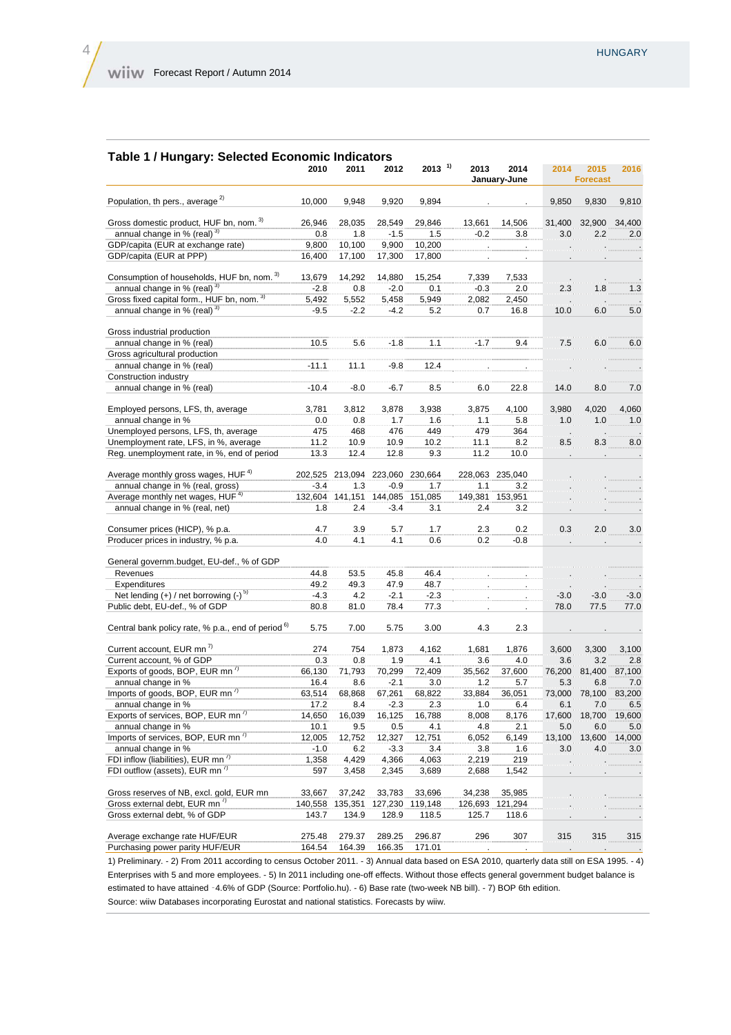## Table 1 / Hungary: Selected Economic Indicators

| | 2010 | 2011 | 2012 | 2013 [1] | 2013 | 2014 | 2014 | 2015 | 2016 |
|---|---|---|---|---|---|---|---|---|---|
| | | | | | January-June | | | Forecast | |
| Population, th pers., average [2] | 10,000 | 9,948 | 9,920 | 9,894 | . | . | 9,850 | 9,830 | 9,810 |
| | | | | | | | | | |
| Gross domestic product, HUF bn, nom. [3] | 26,946 | 28,035 | 28,549 | 29,846 | 13,661 | 14,506 | 31,400 | 32,900 | 34,400 |
| annual change in % (real) [3] | 0.8 | 1.8 | -1.5 | 1.5 | -0.2 | 3.8 | 3.0 | 2.2 | 2.0 |
| GDP/capita (EUR at exchange rate) | 9,800 | 10,100 | 9,900 | 10,200 | . | . | . | . | . |
| GDP/capita (EUR at PPP) | 16,400 | 17,100 | 17,300 | 17,800 | . | . | . | . | . |
| | | | | | | | | | |
| Consumption of households, HUF bn, nom. [3] | 13,679 | 14,292 | 14,880 | 15,254 | 7,339 | 7,533 | . | . | . |
| annual change in % (real) [3] | -2.8 | 0.8 | -2.0 | 0.1 | -0.3 | 2.0 | 2.3 | 1.8 | 1.3 |
| Gross fixed capital form., HUF bn, nom. [3] | 5,492 | 5,552 | 5,458 | 5,949 | 2,082 | 2,450 | . | . | . |
| annual change in % (real) [3] | -9.5 | -2.2 | -4.2 | 5.2 | 0.7 | 16.8 | 10.0 | 6.0 | 5.0 |
| | | | | | | | | | |
| Gross industrial production | | | | | | | | | |
| annual change in % (real) | 10.5 | 5.6 | -1.8 | 1.1 | -1.7 | 9.4 | 7.5 | 6.0 | 6.0 |
| Gross agricultural production | | | | | | | | | |
| annual change in % (real) | -11.1 | 11.1 | -9.8 | 12.4 | . | . | . | . | . |
| Construction industry | | | | | | | | | |
| annual change in % (real) | -10.4 | -8.0 | -6.7 | 8.5 | 6.0 | 22.8 | 14.0 | 8.0 | 7.0 |
| | | | | | | | | | |
| Employed persons, LFS, th, average | 3,781 | 3,812 | 3,878 | 3,938 | 3,875 | 4,100 | 3,980 | 4,020 | 4,060 |
| annual change in % | 0.0 | 0.8 | 1.7 | 1.6 | 1.1 | 5.8 | 1.0 | 1.0 | 1.0 |
| Unemployed persons, LFS, th, average | 475 | 468 | 476 | 449 | 479 | 364 | . | . | . |
| Unemployment rate, LFS, in %, average | 11.2 | 10.9 | 10.9 | 10.2 | 11.1 | 8.2 | 8.5 | 8.3 | 8.0 |
| Reg. unemployment rate, in %, end of period | 13.3 | 12.4 | 12.8 | 9.3 | 11.2 | 10.0 | . | . | . |
| | | | | | | | | | |
| Average monthly gross wages, HUF [4] | 202,525 | 213,094 | 223,060 | 230,664 | 228,063 | 235,040 | . | . | . |
| annual change in % (real, gross) | -3.4 | 1.3 | -0.9 | 1.7 | 1.1 | 3.2 | . | . | . |
| Average monthly net wages, HUF [4] | 132,604 | 141,151 | 144,085 | 151,085 | 149,381 | 153,951 | . | . | . |
| annual change in % (real, net) | 1.8 | 2.4 | -3.4 | 3.1 | 2.4 | 3.2 | . | . | . |
| | | | | | | | | | |
| Consumer prices (HICP), % p.a. | 4.7 | 3.9 | 5.7 | 1.7 | 2.3 | 0.2 | 0.3 | 2.0 | 3.0 |
| Producer prices in industry, % p.a. | 4.0 | 4.1 | 4.1 | 0.6 | 0.2 | -0.8 | . | . | . |
| | | | | | | | | | |
| General governm.budget, EU-def., % of GDP | | | | | | | | | |
| Revenues | 44.8 | 53.5 | 45.8 | 46.4 | . | . | . | . | . |
| Expenditures | 49.2 | 49.3 | 47.9 | 48.7 | . | . | . | . | . |
| Net lending (+) / net borrowing (-) [5] | -4.3 | 4.2 | -2.1 | -2.3 | . | . | -3.0 | -3.0 | -3.0 |
| Public debt, EU-def., % of GDP | 80.8 | 81.0 | 78.4 | 77.3 | . | . | 78.0 | 77.5 | 77.0 |
| | | | | | | | | | |
| Central bank policy rate, % p.a., end of period [6] | 5.75 | 7.00 | 5.75 | 3.00 | 4.3 | 2.3 | . | . | . |
| | | | | | | | | | |
| Current account, EUR mn [7] | 274 | 754 | 1,873 | 4,162 | 1,681 | 1,876 | 3,600 | 3,300 | 3,100 |
| Current account, % of GDP | 0.3 | 0.8 | 1.9 | 4.1 | 3.6 | 4.0 | 3.6 | 3.2 | 2.8 |
| Exports of goods, BOP, EUR mn [7] | 66,130 | 71,793 | 70,299 | 72,409 | 35,562 | 37,600 | 76,200 | 81,400 | 87,100 |
| annual change in % | 16.4 | 8.6 | -2.1 | 3.0 | 1.2 | 5.7 | 5.3 | 6.8 | 7.0 |
| Imports of goods, BOP, EUR mn [7] | 63,514 | 68,868 | 67,261 | 68,822 | 33,884 | 36,051 | 73,000 | 78,100 | 83,200 |
| annual change in % | 17.2 | 8.4 | -2.3 | 2.3 | 1.0 | 6.4 | 6.1 | 7.0 | 6.5 |
| Exports of services, BOP, EUR mn [7] | 14,650 | 16,039 | 16,125 | 16,788 | 8,008 | 8,176 | 17,600 | 18,700 | 19,600 |
| annual change in % | 10.1 | 9.5 | 0.5 | 4.1 | 4.8 | 2.1 | 5.0 | 6.0 | 5.0 |
| Imports of services, BOP, EUR mn [7] | 12,005 | 12,752 | 12,327 | 12,751 | 6,052 | 6,149 | 13,100 | 13,600 | 14,000 |
| annual change in % | -1.0 | 6.2 | -3.3 | 3.4 | 3.8 | 1.6 | 3.0 | 4.0 | 3.0 |
| FDI inflow (liabilities), EUR mn [7] | 1,358 | 4,429 | 4,366 | 4,063 | 2,219 | 219 | . | . | . |
| FDI outflow (assets), EUR mn [7] | 597 | 3,458 | 2,345 | 3,689 | 2,688 | 1,542 | . | . | . |
| | | | | | | | | | |
| Gross reserves of NB, excl. gold, EUR mn | 33,667 | 37,242 | 33,783 | 33,696 | 34,238 | 35,985 | . | . | . |
| Gross external debt, EUR mn [7] | 140,558 | 135,351 | 127,230 | 119,148 | 126,693 | 121,294 | . | . | . |
| Gross external debt, % of GDP | 143.7 | 134.9 | 128.9 | 118.5 | 125.7 | 118.6 | . | . | . |
| | | | | | | | | | |
| Average exchange rate HUF/EUR | 275.48 | 279.37 | 289.25 | 296.87 | 296 | 307 | 315 | 315 | 315 |
| Purchasing power parity HUF/EUR | 164.54 | 164.39 | 166.35 | 171.01 | . | . | . | . | . |

1) Preliminary. - 2) From 2011 according to census October 2011. - 3) Annual data based on ESA 2010, quarterly data still on ESA 1995. - 4) Enterprises with 5 and more employees. - 5) In 2011 including one-off effects. Without those effects general government budget balance is estimated to have attained -4.6% of GDP (Source: Portfolio.hu). - 6) Base rate (two-week NB bill). - 7) BOP 6th edition.

Source: wiiw Databases incorporating Eurostat and national statistics. Forecasts by wiiw.